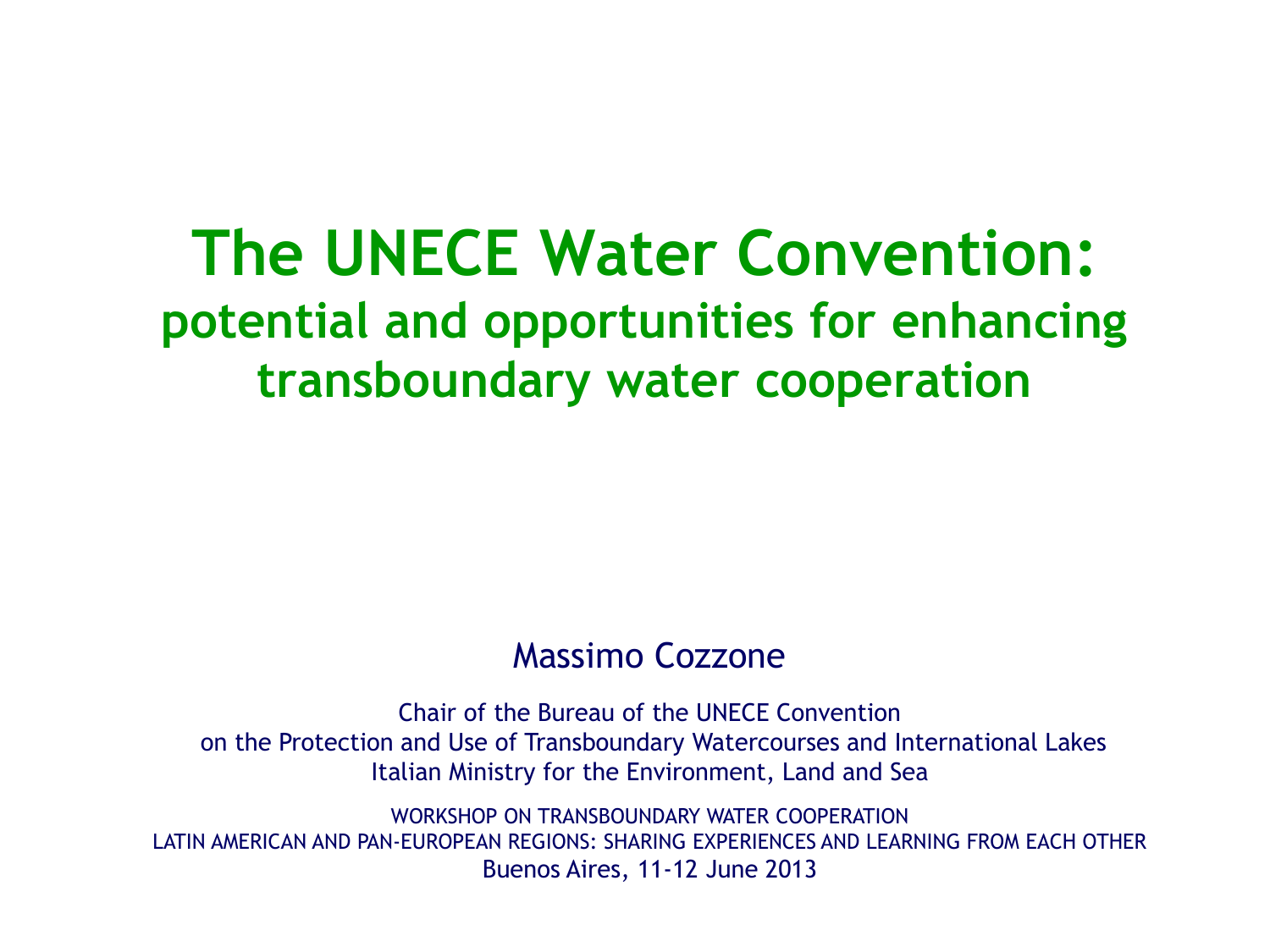# The UNECE Water Convention:

## potential and opportunities for enhancing transboundary water cooperation

Massimo Cozzone

Chair of the Bureau of the UNECE Convention
on the Protection and Use of Transboundary Watercourses and International Lakes
Italian Ministry for the Environment, Land and Sea

WORKSHOP ON TRANSBOUNDARY WATER COOPERATION
LATIN AMERICAN AND PAN-EUROPEAN REGIONS: SHARING EXPERIENCES AND LEARNING FROM EACH OTHER
Buenos Aires, 11-12 June 2013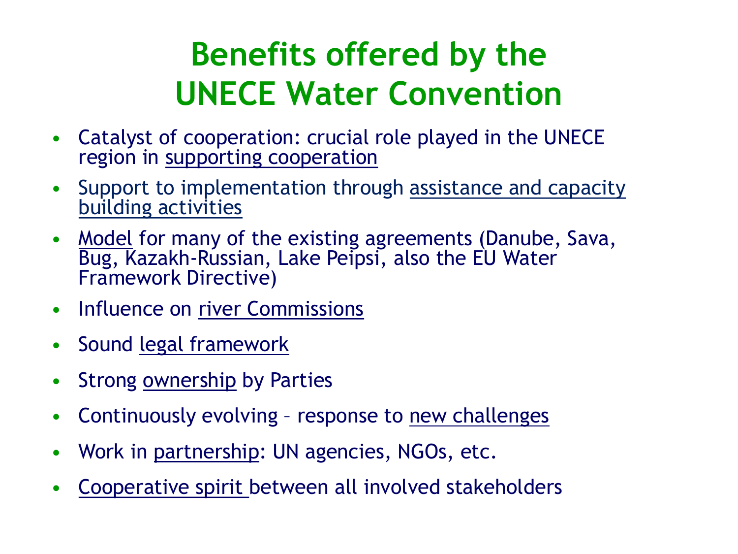# Benefits offered by the UNECE Water Convention

- Catalyst of cooperation: crucial role played in the UNECE region in supporting cooperation
- Support to implementation through assistance and capacity building activities
- Model for many of the existing agreements (Danube, Sava, Bug, Kazakh-Russian, Lake Peipsi, also the EU Water Framework Directive)
- Influence on river Commissions
- Sound legal framework
- Strong ownership by Parties
- Continuously evolving – response to new challenges
- Work in partnership: UN agencies, NGOs, etc.
- Cooperative spirit between all involved stakeholders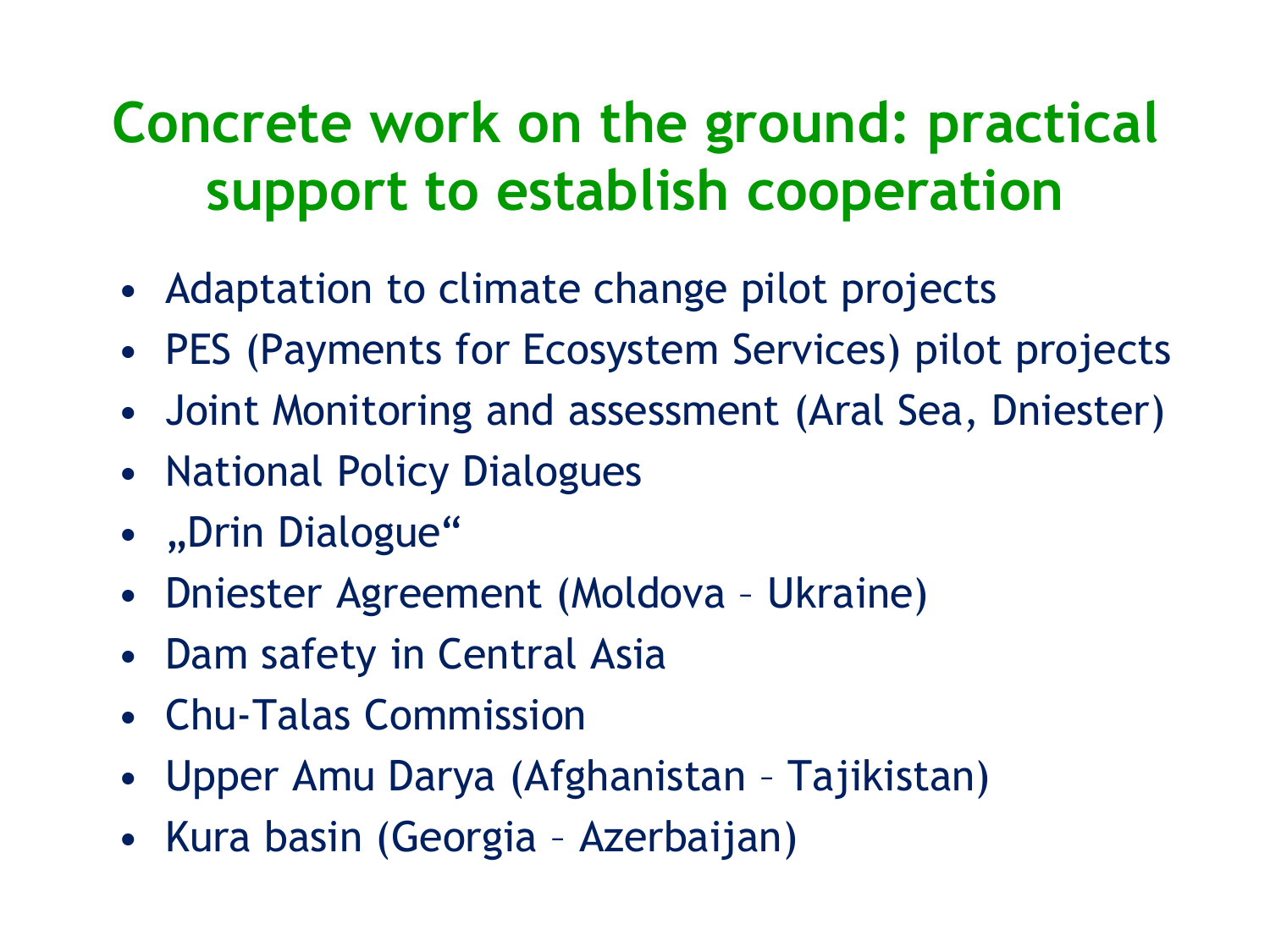# Concrete work on the ground: practical support to establish cooperation

- Adaptation to climate change pilot projects
- PES (Payments for Ecosystem Services) pilot projects
- Joint Monitoring and assessment (Aral Sea, Dniester)
- National Policy Dialogues
- „Drin Dialogue“
- Dniester Agreement (Moldova – Ukraine)
- Dam safety in Central Asia
- Chu-Talas Commission
- Upper Amu Darya (Afghanistan – Tajikistan)
- Kura basin (Georgia – Azerbaijan)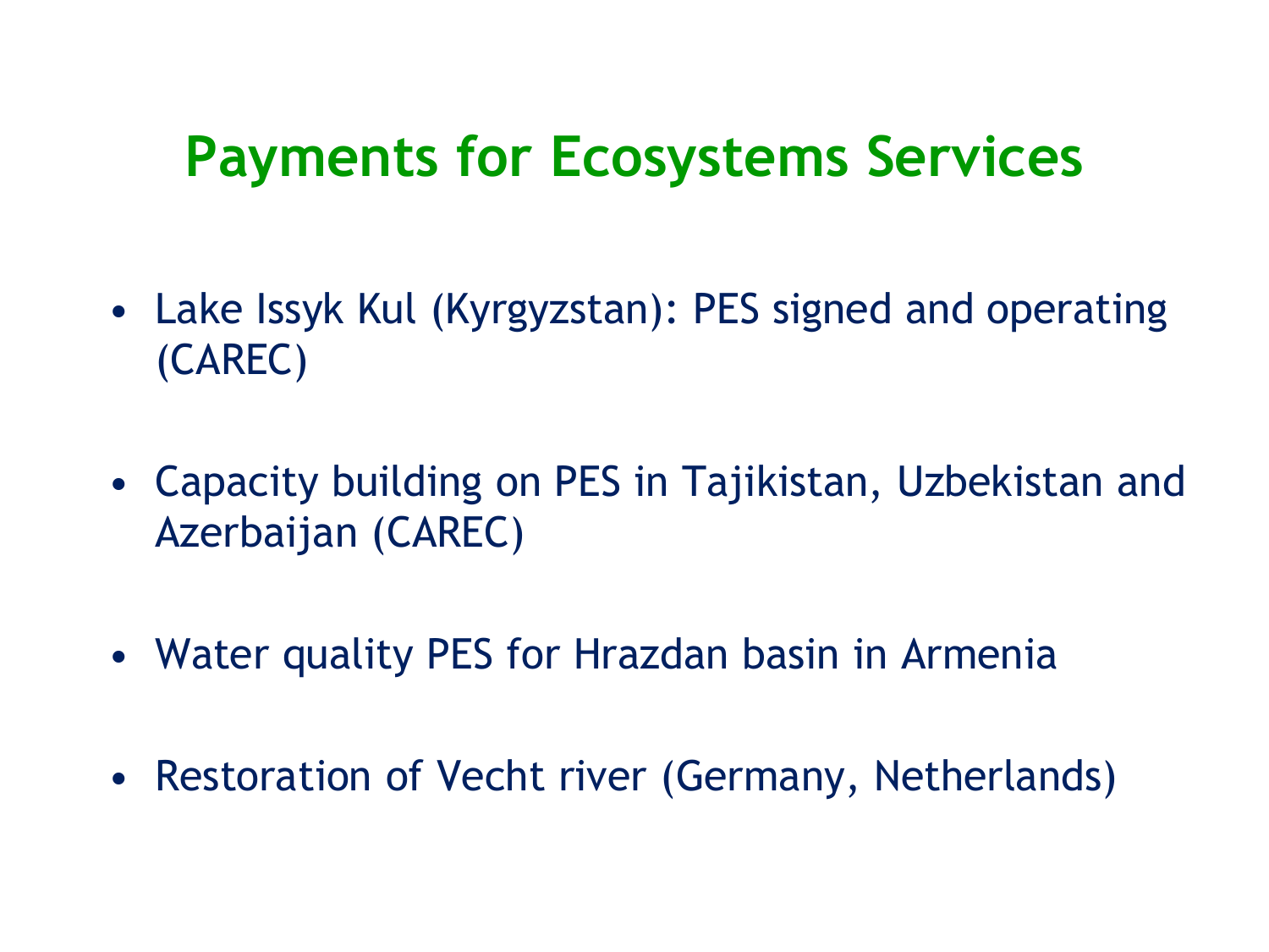# Payments for Ecosystems Services

- Lake Issyk Kul (Kyrgyzstan): PES signed and operating (CAREC)
- Capacity building on PES in Tajikistan, Uzbekistan and Azerbaijan (CAREC)
- Water quality PES for Hrazdan basin in Armenia
- Restoration of Vecht river (Germany, Netherlands)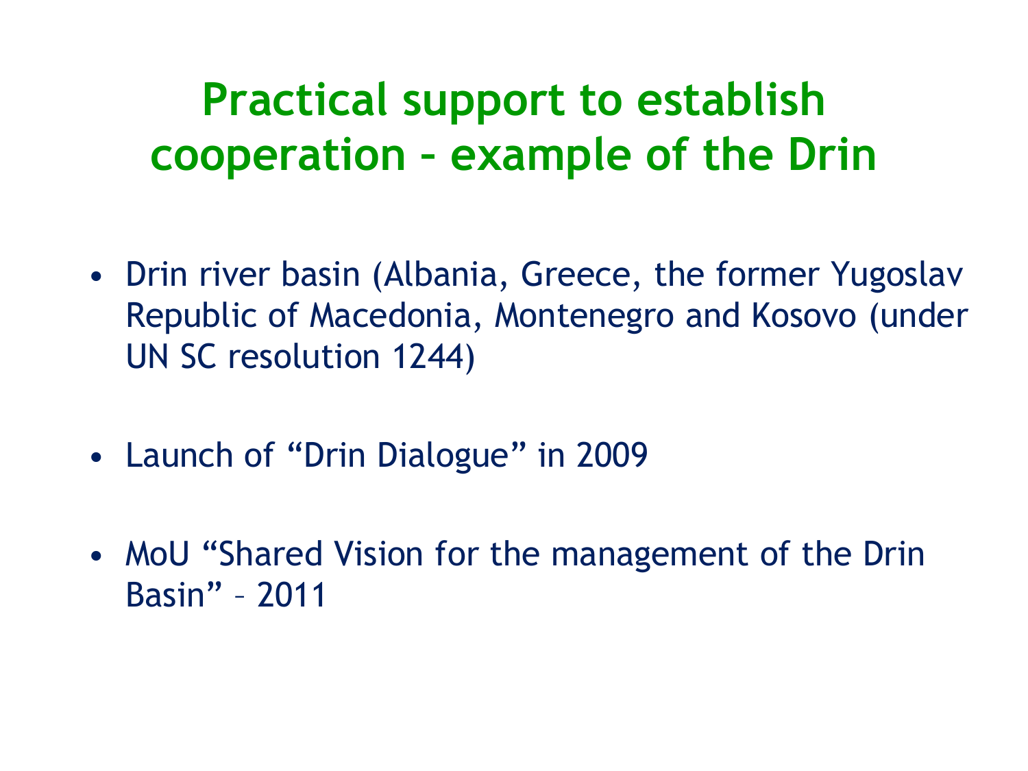# Practical support to establish cooperation – example of the Drin

- Drin river basin (Albania, Greece, the former Yugoslav Republic of Macedonia, Montenegro and Kosovo (under UN SC resolution 1244)

- Launch of "Drin Dialogue" in 2009

- MoU "Shared Vision for the management of the Drin Basin" – 2011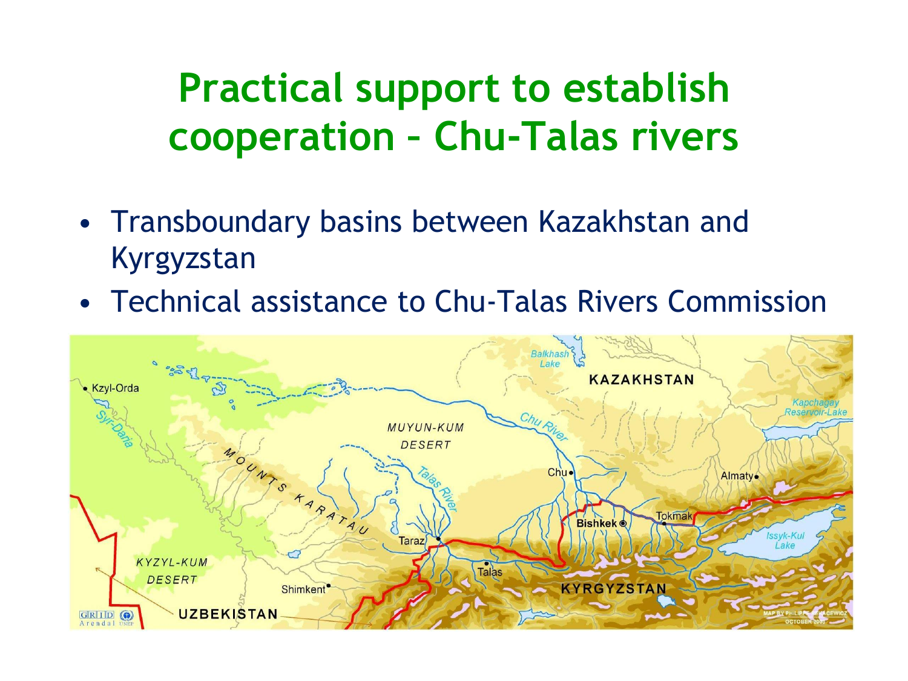# Practical support to establish cooperation – Chu-Talas rivers

- Transboundary basins between Kazakhstan and Kyrgyzstan
- Technical assistance to Chu-Talas Rivers Commission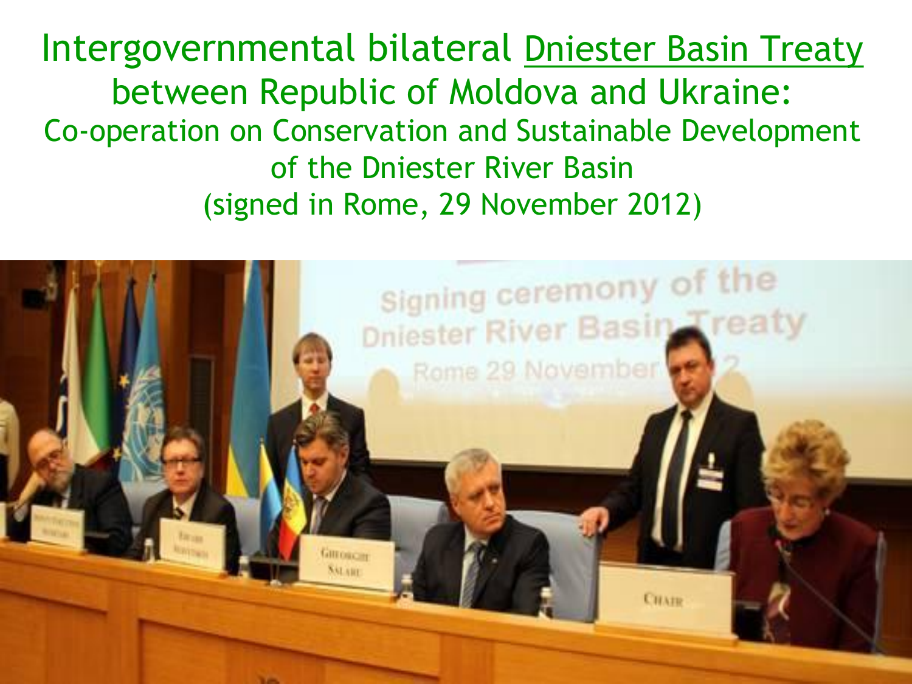# Intergovernmental bilateral Dniester Basin Treaty between Republic of Moldova and Ukraine:

## Co-operation on Conservation and Sustainable Development of the Dniester River Basin

## (signed in Rome, 29 November 2012)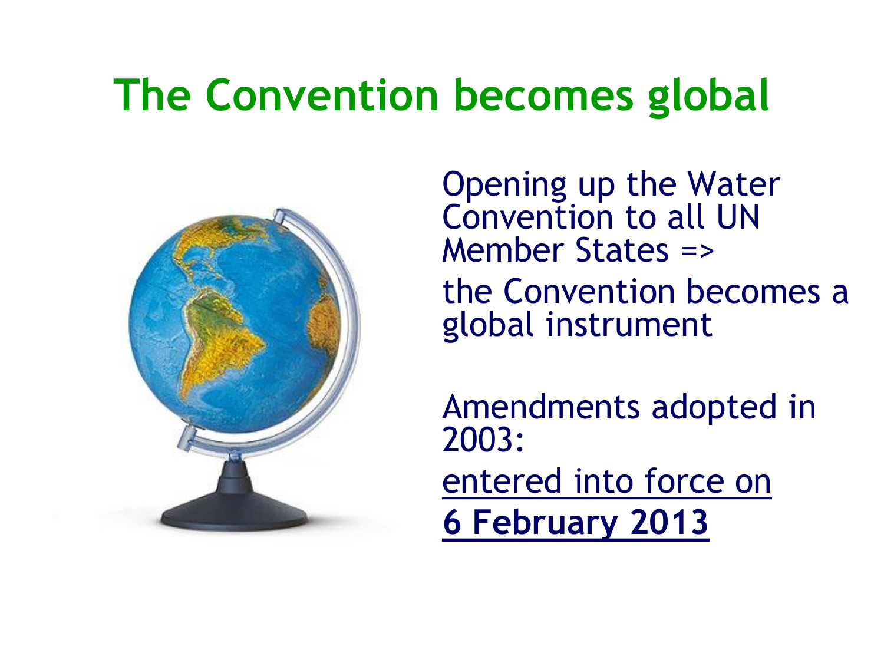# The Convention becomes global

Opening up the Water Convention to all UN Member States =>

the Convention becomes a global instrument

Amendments adopted in 2003:

entered into force on

**6 February 2013**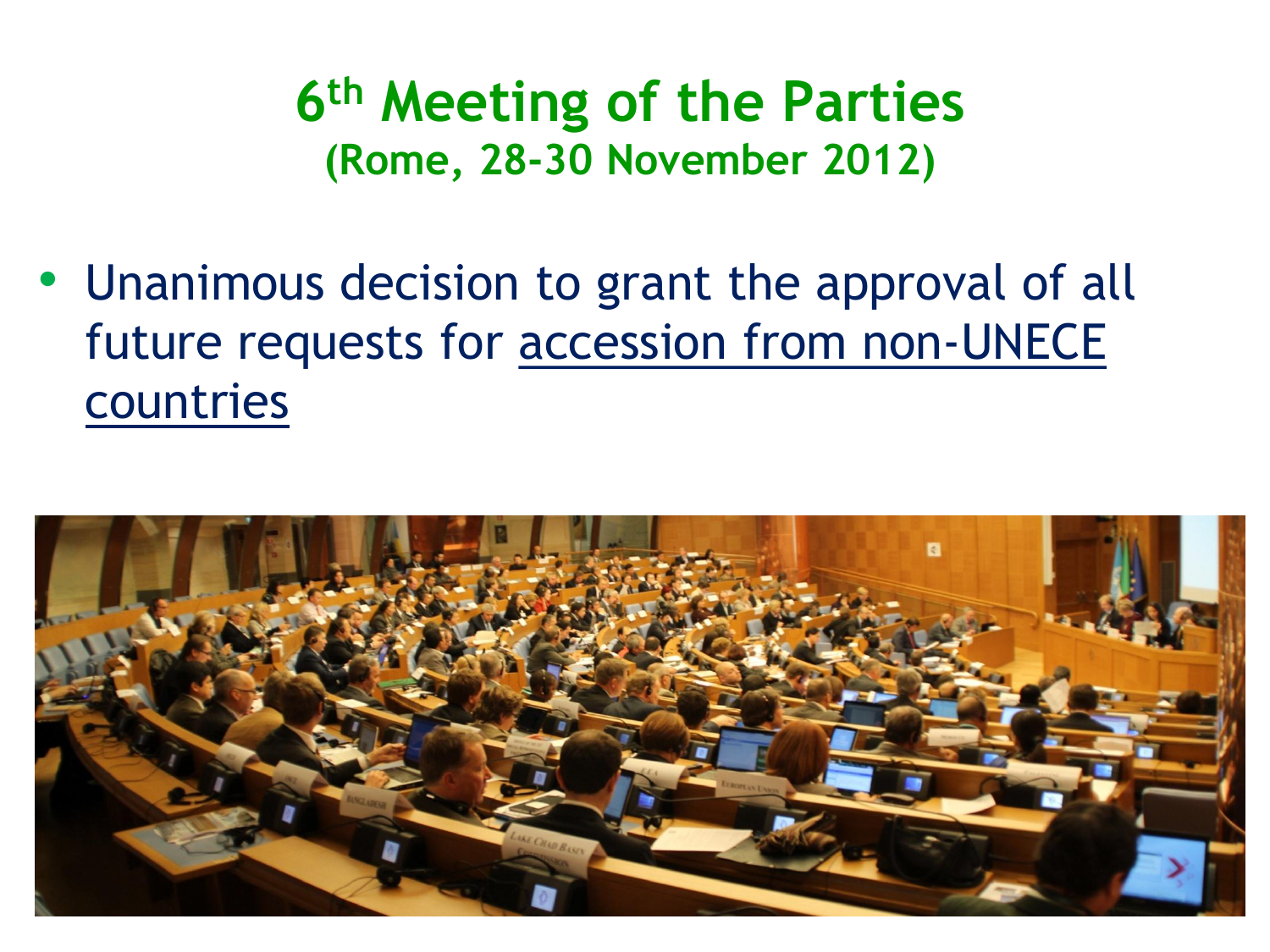# 6th Meeting of the Parties

## (Rome, 28-30 November 2012)

- Unanimous decision to grant the approval of all future requests for accession from non-UNECE countries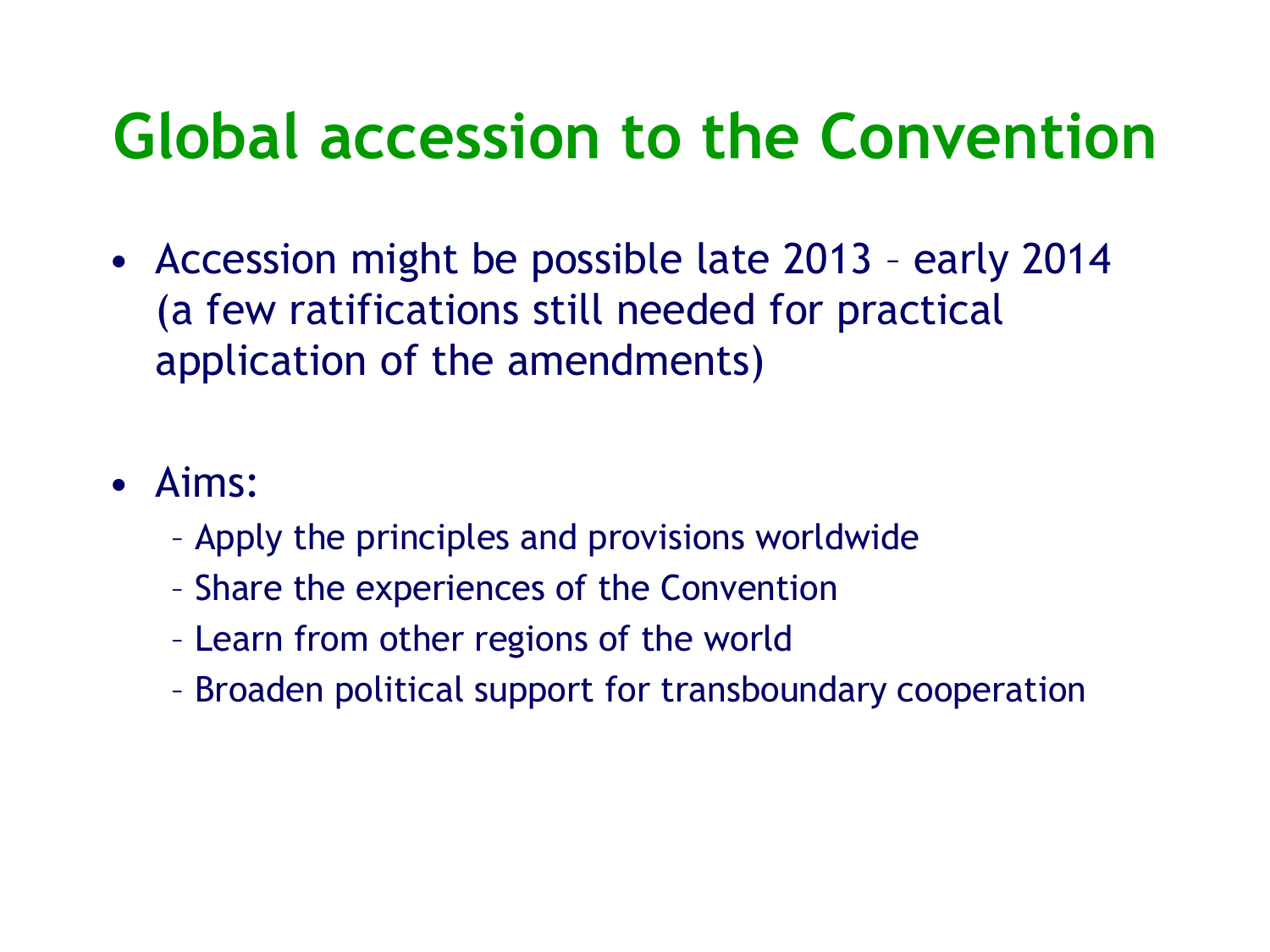# Global accession to the Convention

- Accession might be possible late 2013 – early 2014 (a few ratifications still needed for practical application of the amendments)
- Aims:
  - Apply the principles and provisions worldwide
  - Share the experiences of the Convention
  - Learn from other regions of the world
  - Broaden political support for transboundary cooperation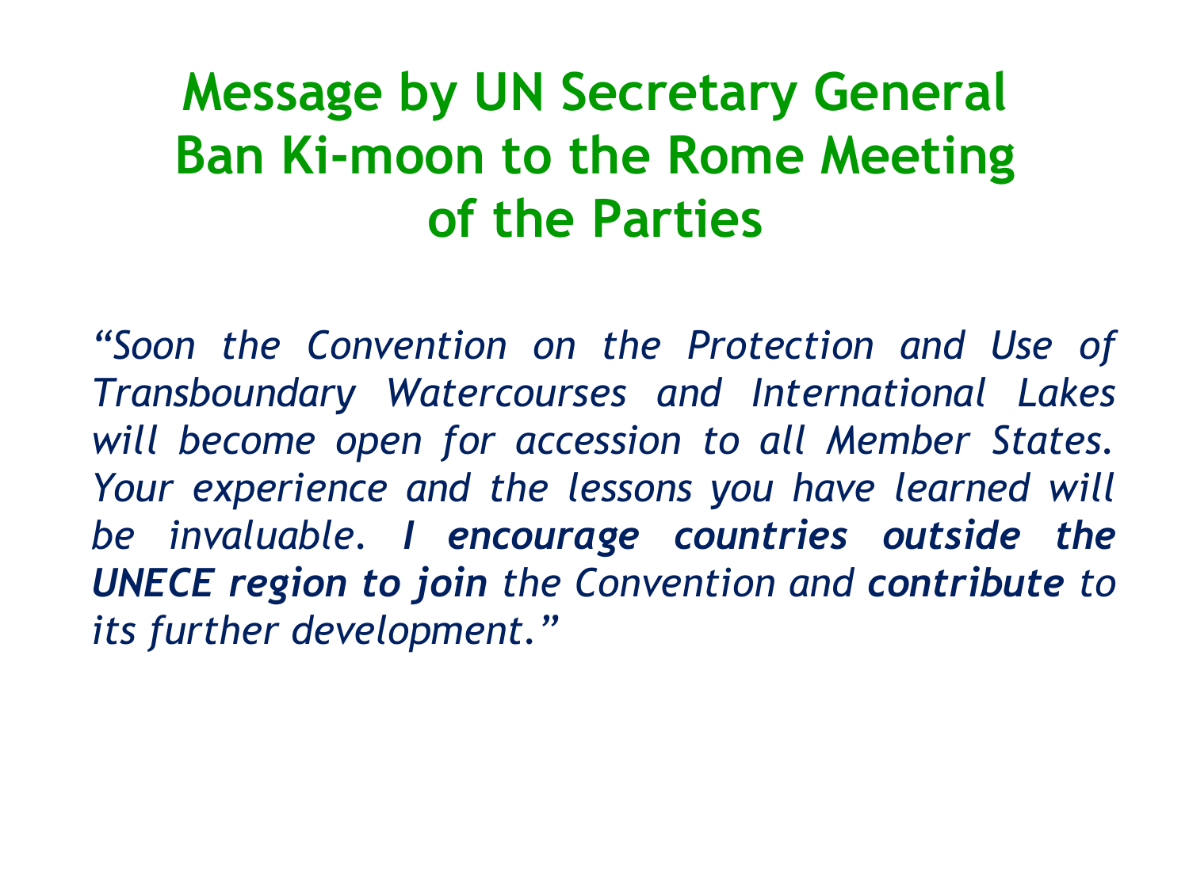# Message by UN Secretary General Ban Ki-moon to the Rome Meeting of the Parties

*"Soon the Convention on the Protection and Use of Transboundary Watercourses and International Lakes will become open for accession to all Member States. Your experience and the lessons you have learned will be invaluable.* ***I encourage countries outside the UNECE region to join*** *the Convention and* ***contribute*** *to its further development."*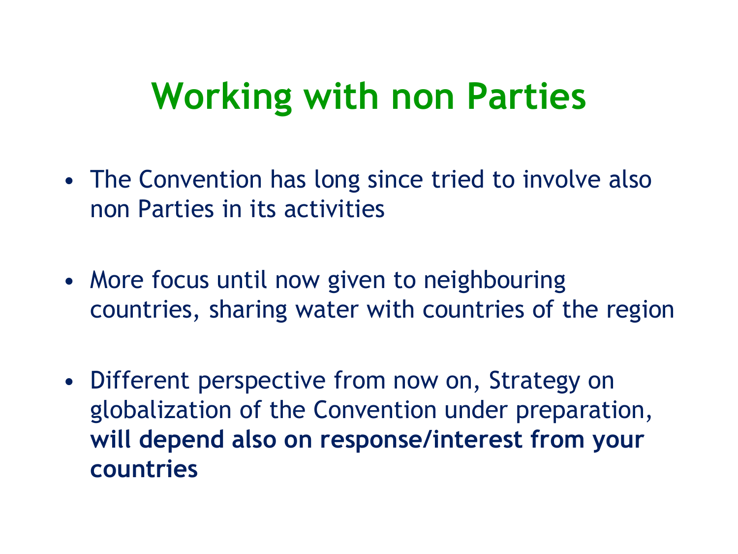# Working with non Parties

- The Convention has long since tried to involve also non Parties in its activities

- More focus until now given to neighbouring countries, sharing water with countries of the region

- Different perspective from now on, Strategy on globalization of the Convention under preparation, **will depend also on response/interest from your countries**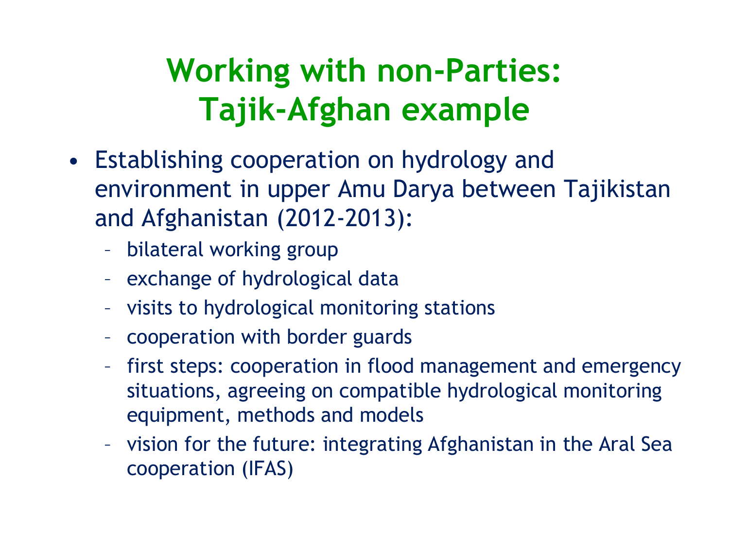# Working with non-Parties: Tajik-Afghan example

- Establishing cooperation on hydrology and environment in upper Amu Darya between Tajikistan and Afghanistan (2012-2013):
  - bilateral working group
  - exchange of hydrological data
  - visits to hydrological monitoring stations
  - cooperation with border guards
  - first steps: cooperation in flood management and emergency situations, agreeing on compatible hydrological monitoring equipment, methods and models
  - vision for the future: integrating Afghanistan in the Aral Sea cooperation (IFAS)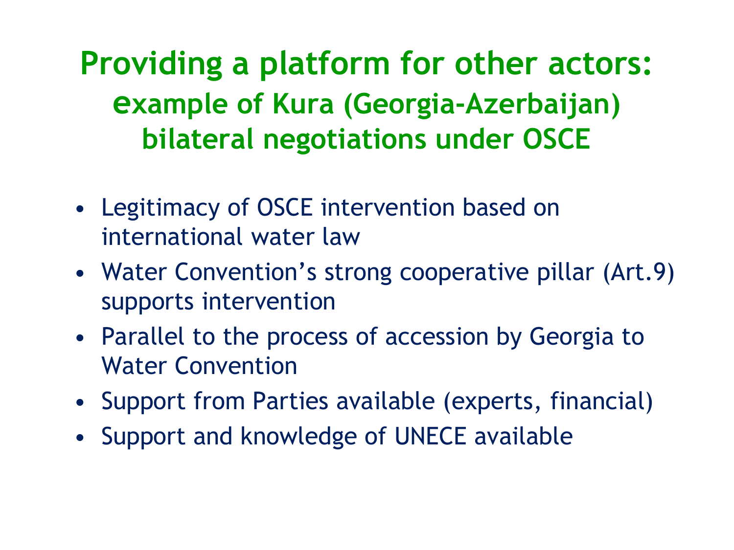# Providing a platform for other actors: example of Kura (Georgia-Azerbaijan) bilateral negotiations under OSCE

- Legitimacy of OSCE intervention based on international water law
- Water Convention's strong cooperative pillar (Art.9) supports intervention
- Parallel to the process of accession by Georgia to Water Convention
- Support from Parties available (experts, financial)
- Support and knowledge of UNECE available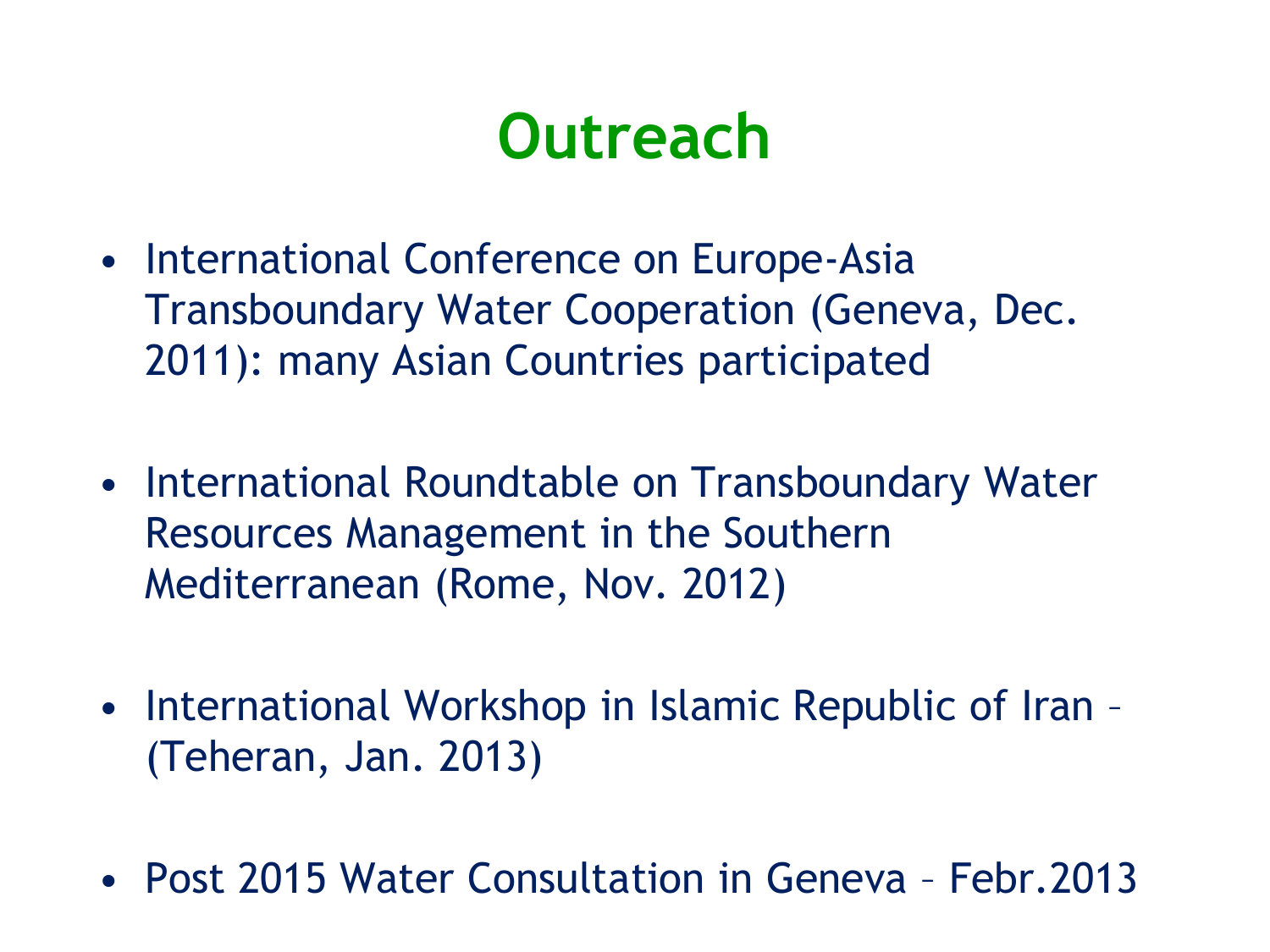# Outreach

- International Conference on Europe-Asia Transboundary Water Cooperation (Geneva, Dec. 2011): many Asian Countries participated

- International Roundtable on Transboundary Water Resources Management in the Southern Mediterranean (Rome, Nov. 2012)

- International Workshop in Islamic Republic of Iran – (Teheran, Jan. 2013)

- Post 2015 Water Consultation in Geneva – Febr.2013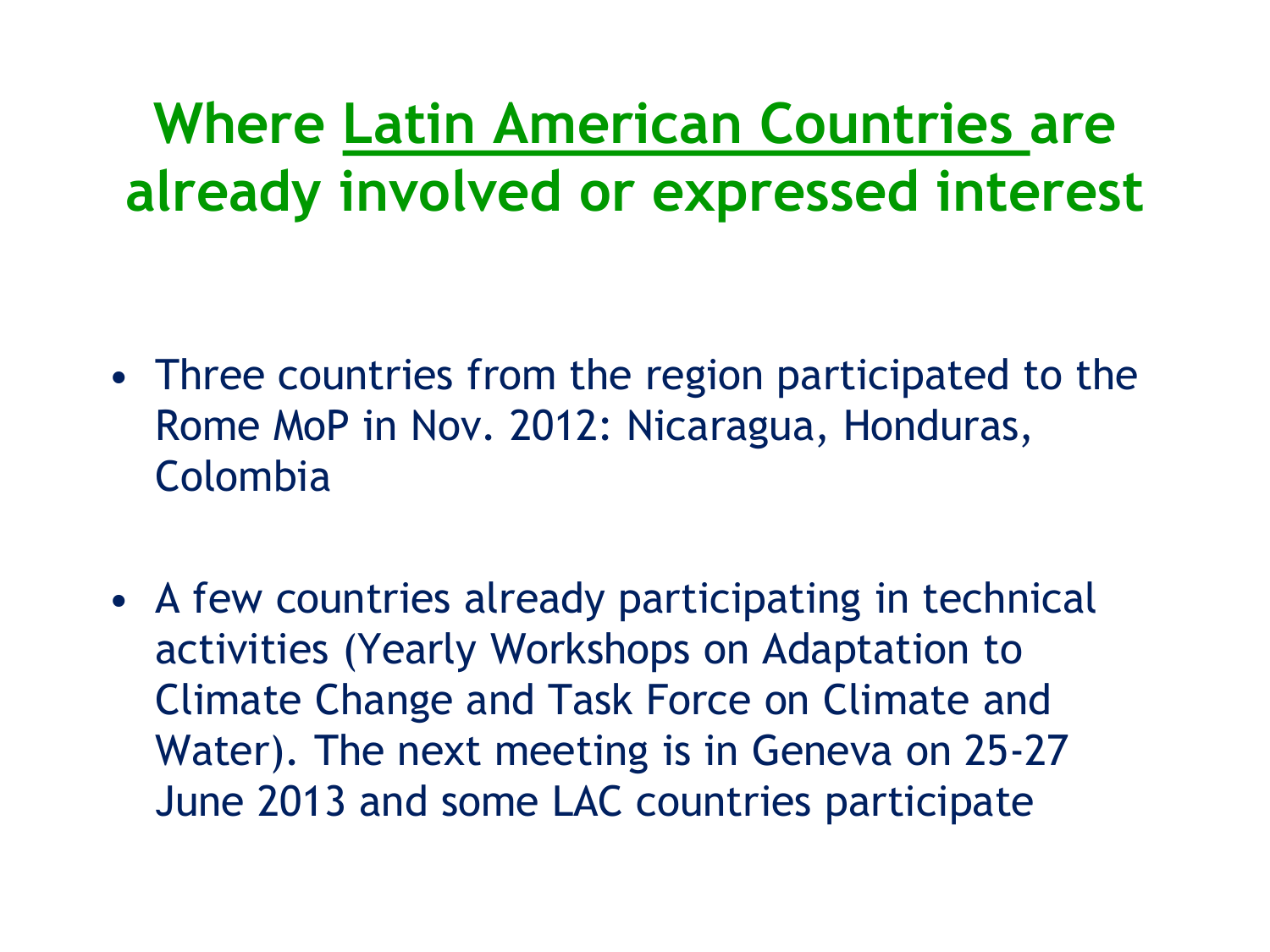# Where Latin American Countries are already involved or expressed interest

- Three countries from the region participated to the Rome MoP in Nov. 2012: Nicaragua, Honduras, Colombia

- A few countries already participating in technical activities (Yearly Workshops on Adaptation to Climate Change and Task Force on Climate and Water). The next meeting is in Geneva on 25-27 June 2013 and some LAC countries participate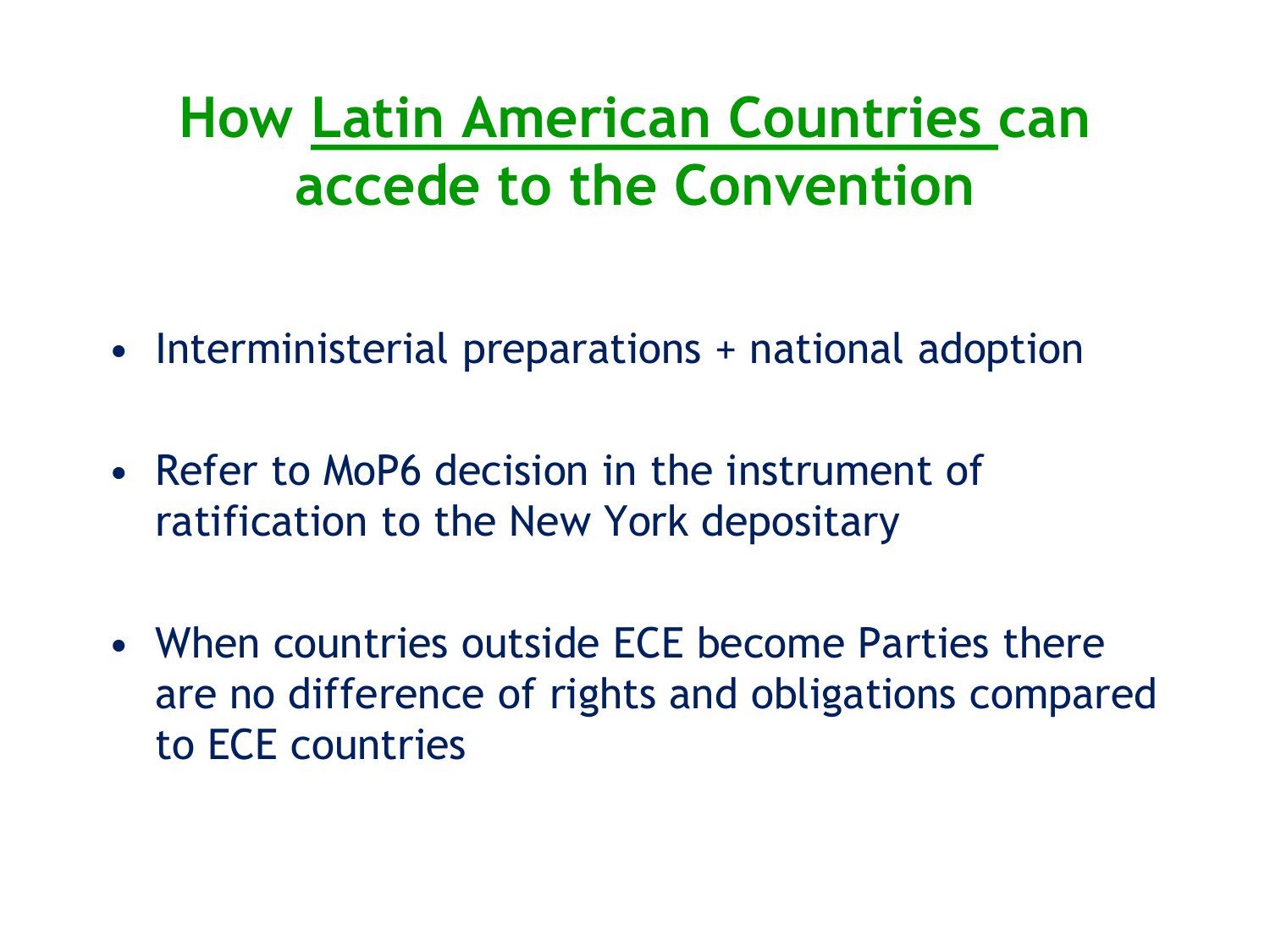# How Latin American Countries can accede to the Convention

- Interministerial preparations + national adoption
- Refer to MoP6 decision in the instrument of ratification to the New York depositary
- When countries outside ECE become Parties there are no difference of rights and obligations compared to ECE countries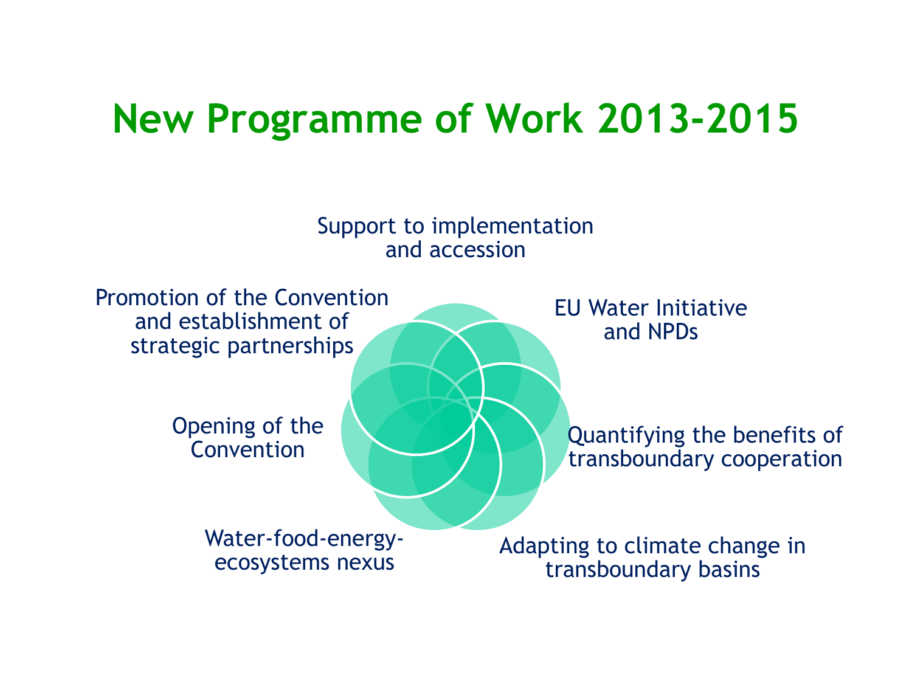# New Programme of Work 2013-2015

- Support to implementation and accession
- EU Water Initiative and NPDs
- Quantifying the benefits of transboundary cooperation
- Adapting to climate change in transboundary basins
- Water-food-energy-ecosystems nexus
- Opening of the Convention
- Promotion of the Convention and establishment of strategic partnerships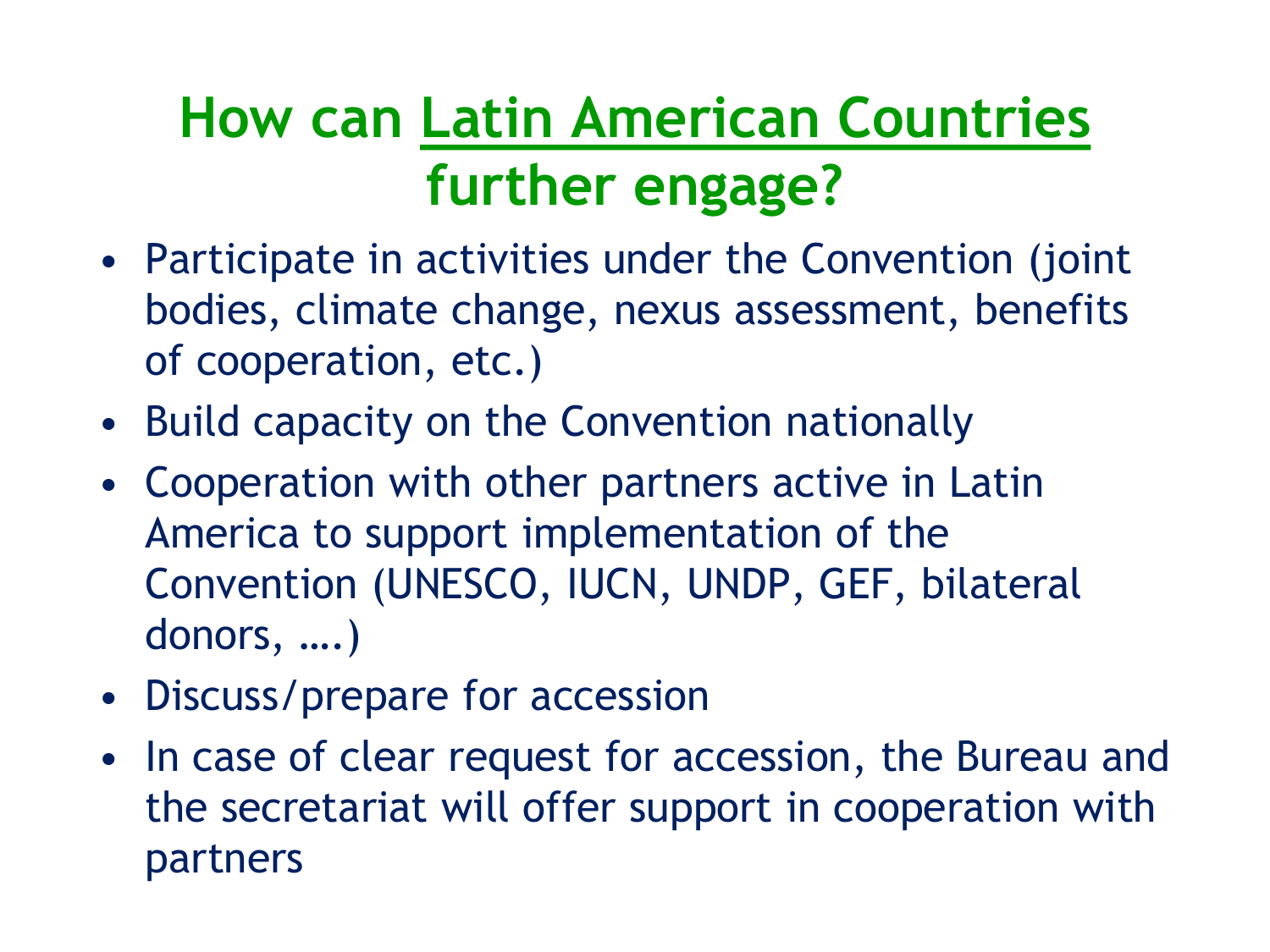# How can Latin American Countries further engage?

- Participate in activities under the Convention (joint bodies, climate change, nexus assessment, benefits of cooperation, etc.)
- Build capacity on the Convention nationally
- Cooperation with other partners active in Latin America to support implementation of the Convention (UNESCO, IUCN, UNDP, GEF, bilateral donors, ….)
- Discuss/prepare for accession
- In case of clear request for accession, the Bureau and the secretariat will offer support in cooperation with partners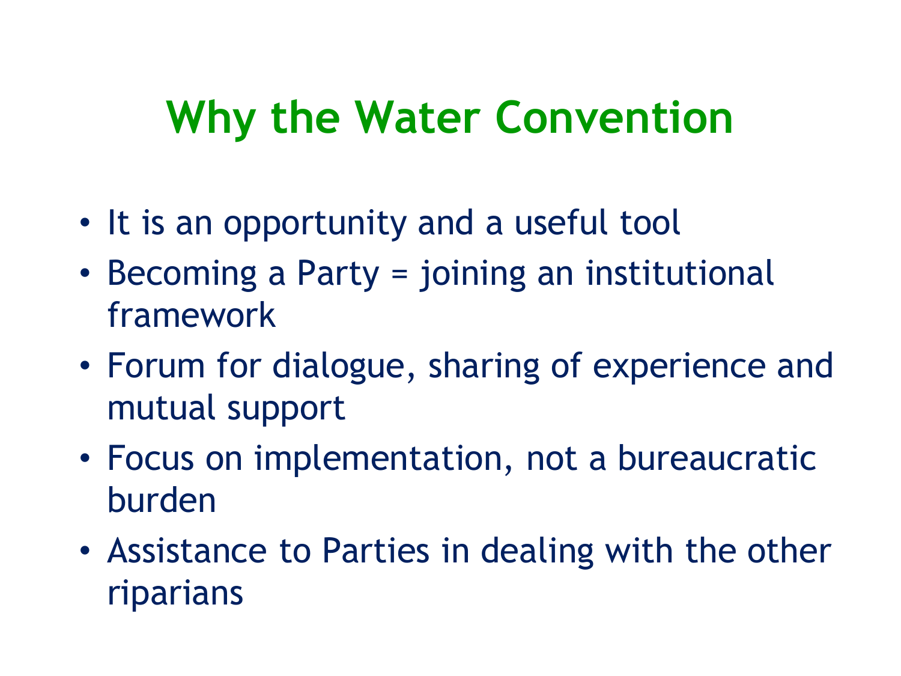# Why the Water Convention

- It is an opportunity and a useful tool
- Becoming a Party = joining an institutional framework
- Forum for dialogue, sharing of experience and mutual support
- Focus on implementation, not a bureaucratic burden
- Assistance to Parties in dealing with the other riparians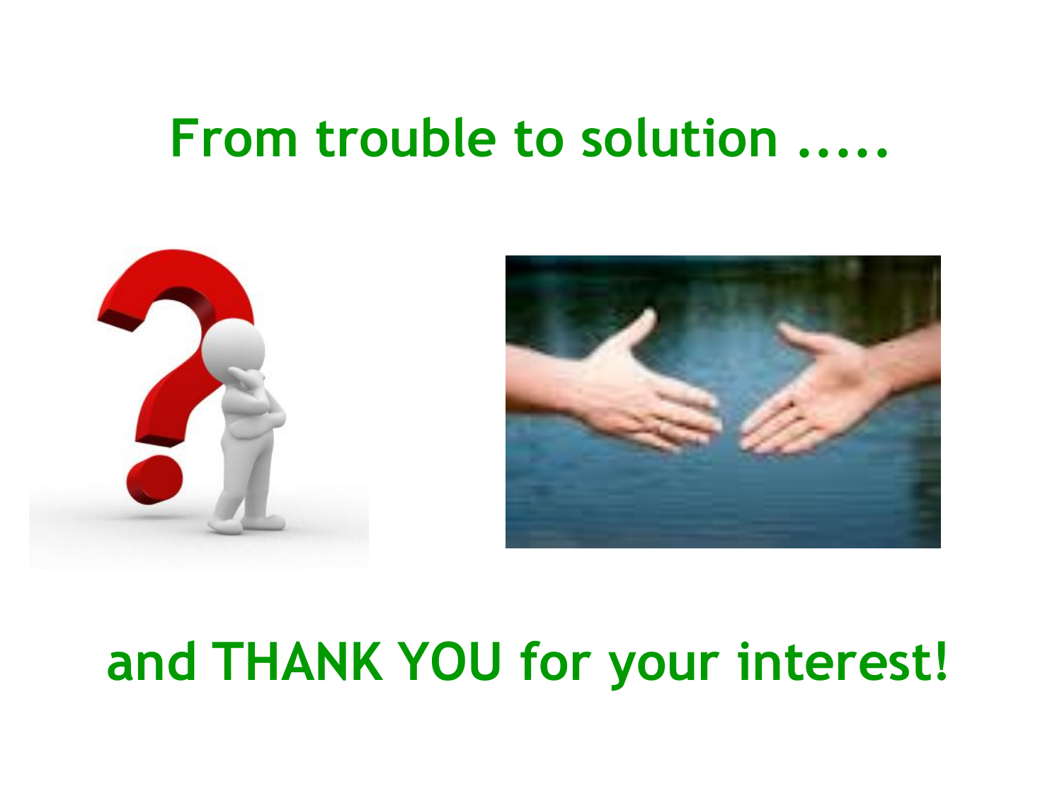# From trouble to solution .....

# and THANK YOU for your interest!